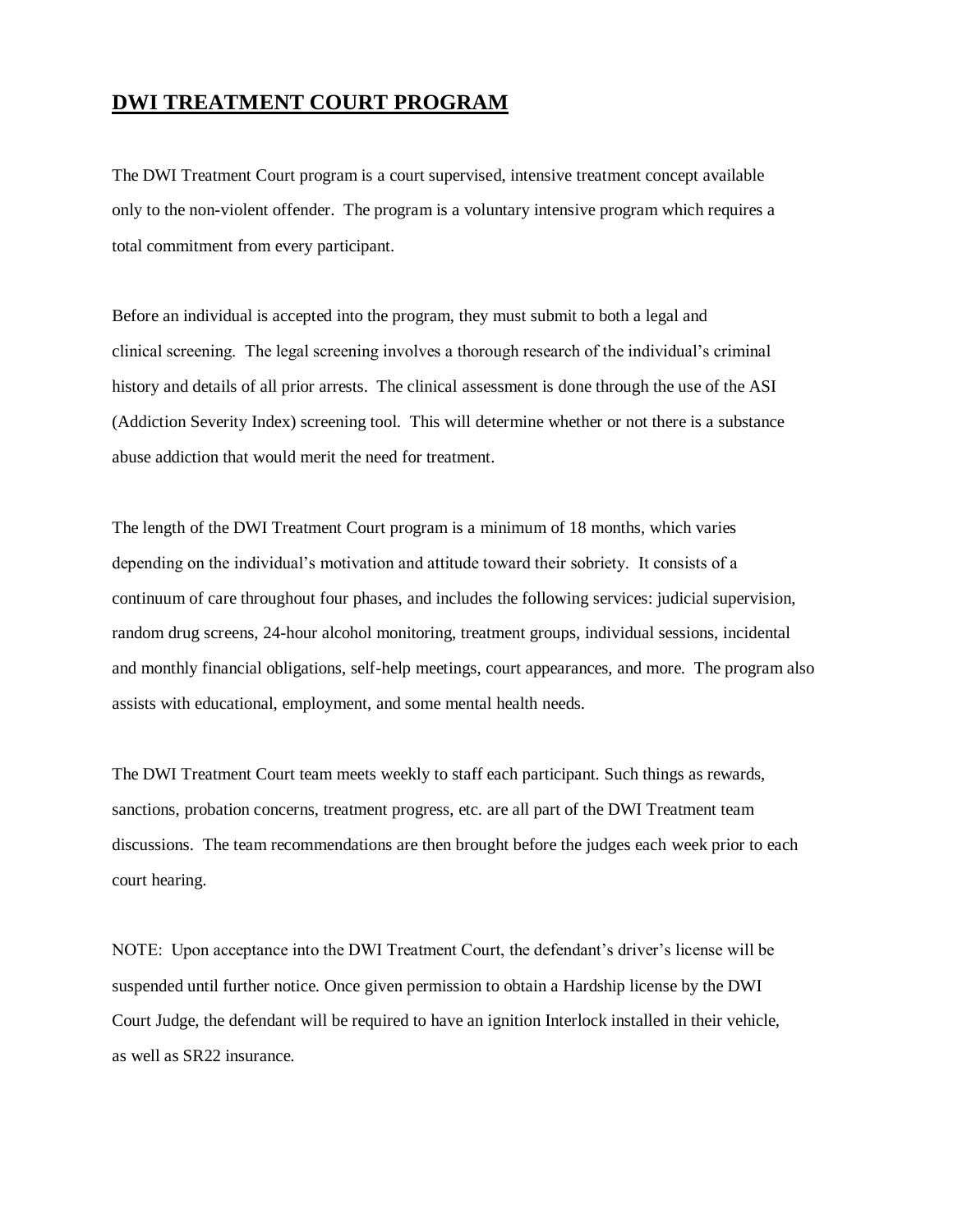# **DWI TREATMENT COURT PROGRAM**

The DWI Treatment Court program is a court supervised, intensive treatment concept available only to the non-violent offender. The program is a voluntary intensive program which requires a total commitment from every participant.

Before an individual is accepted into the program, they must submit to both a legal and clinical screening. The legal screening involves a thorough research of the individual's criminal history and details of all prior arrests. The clinical assessment is done through the use of the ASI (Addiction Severity Index) screening tool. This will determine whether or not there is a substance abuse addiction that would merit the need for treatment.

The length of the DWI Treatment Court program is a minimum of 18 months, which varies depending on the individual's motivation and attitude toward their sobriety. It consists of a continuum of care throughout four phases, and includes the following services: judicial supervision, random drug screens, 24-hour alcohol monitoring, treatment groups, individual sessions, incidental and monthly financial obligations, self-help meetings, court appearances, and more. The program also assists with educational, employment, and some mental health needs.

The DWI Treatment Court team meets weekly to staff each participant. Such things as rewards, sanctions, probation concerns, treatment progress, etc. are all part of the DWI Treatment team discussions. The team recommendations are then brought before the judges each week prior to each court hearing.

NOTE: Upon acceptance into the DWI Treatment Court, the defendant's driver's license will be suspended until further notice. Once given permission to obtain a Hardship license by the DWI Court Judge, the defendant will be required to have an ignition Interlock installed in their vehicle, as well as SR22 insurance.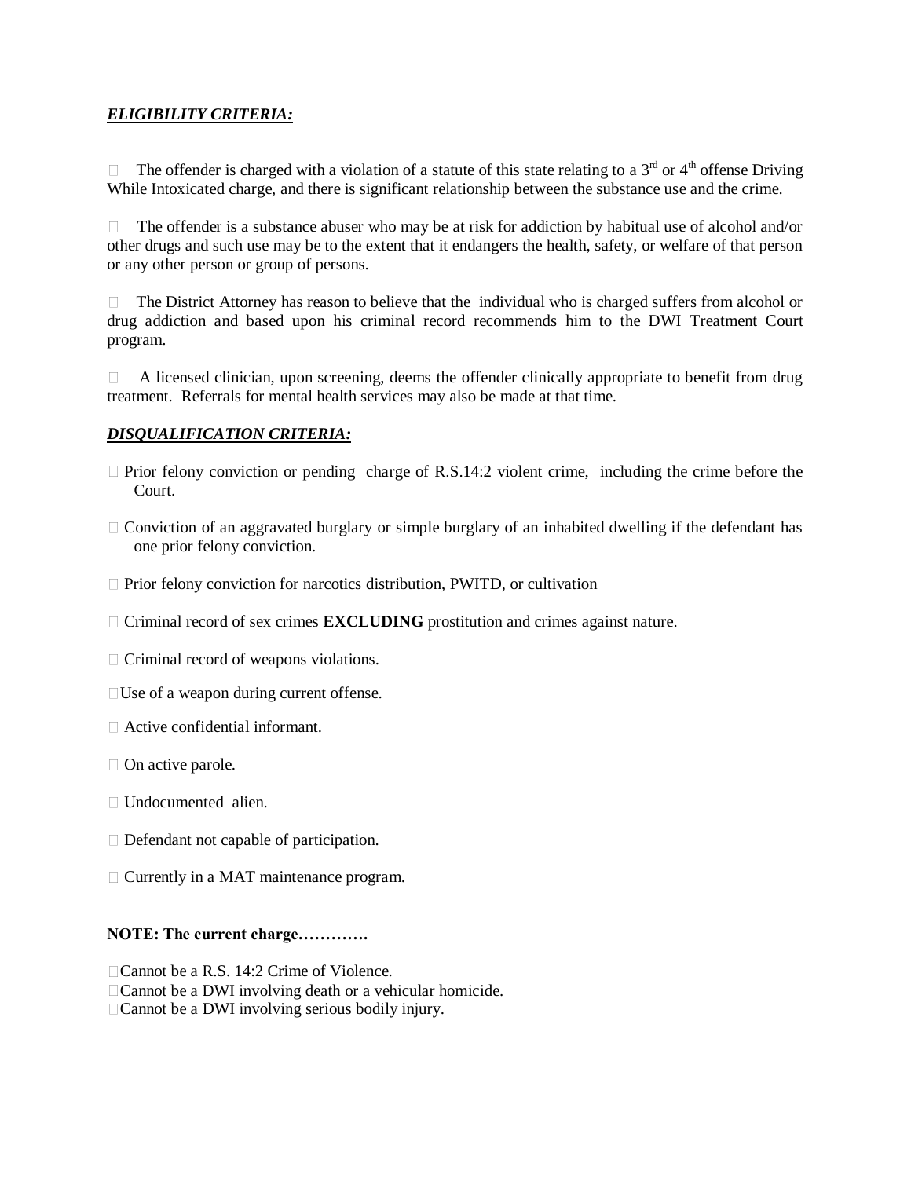***ELIGIBILITY CRITERIA:***

- The offender is charged with a violation of a statute of this state relating to a 3rd or 4th offense Driving While Intoxicated charge, and there is significant relationship between the substance use and the crime.

- The offender is a substance abuser who may be at risk for addiction by habitual use of alcohol and/or other drugs and such use may be to the extent that it endangers the health, safety, or welfare of that person or any other person or group of persons.

- The District Attorney has reason to believe that the individual who is charged suffers from alcohol or drug addiction and based upon his criminal record recommends him to the DWI Treatment Court program.

- A licensed clinician, upon screening, deems the offender clinically appropriate to benefit from drug treatment. Referrals for mental health services may also be made at that time.

***DISQUALIFICATION CRITERIA:***

- Prior felony conviction or pending charge of R.S.14:2 violent crime, including the crime before the Court.

- Conviction of an aggravated burglary or simple burglary of an inhabited dwelling if the defendant has one prior felony conviction.

- Prior felony conviction for narcotics distribution, PWITD, or cultivation

- Criminal record of sex crimes **EXCLUDING** prostitution and crimes against nature.

- Criminal record of weapons violations.

- Use of a weapon during current offense.

- Active confidential informant.

- On active parole.

- Undocumented alien.

- Defendant not capable of participation.

- Currently in a MAT maintenance program.

**NOTE: The current charge…………**

- Cannot be a R.S. 14:2 Crime of Violence.
- Cannot be a DWI involving death or a vehicular homicide.
- Cannot be a DWI involving serious bodily injury.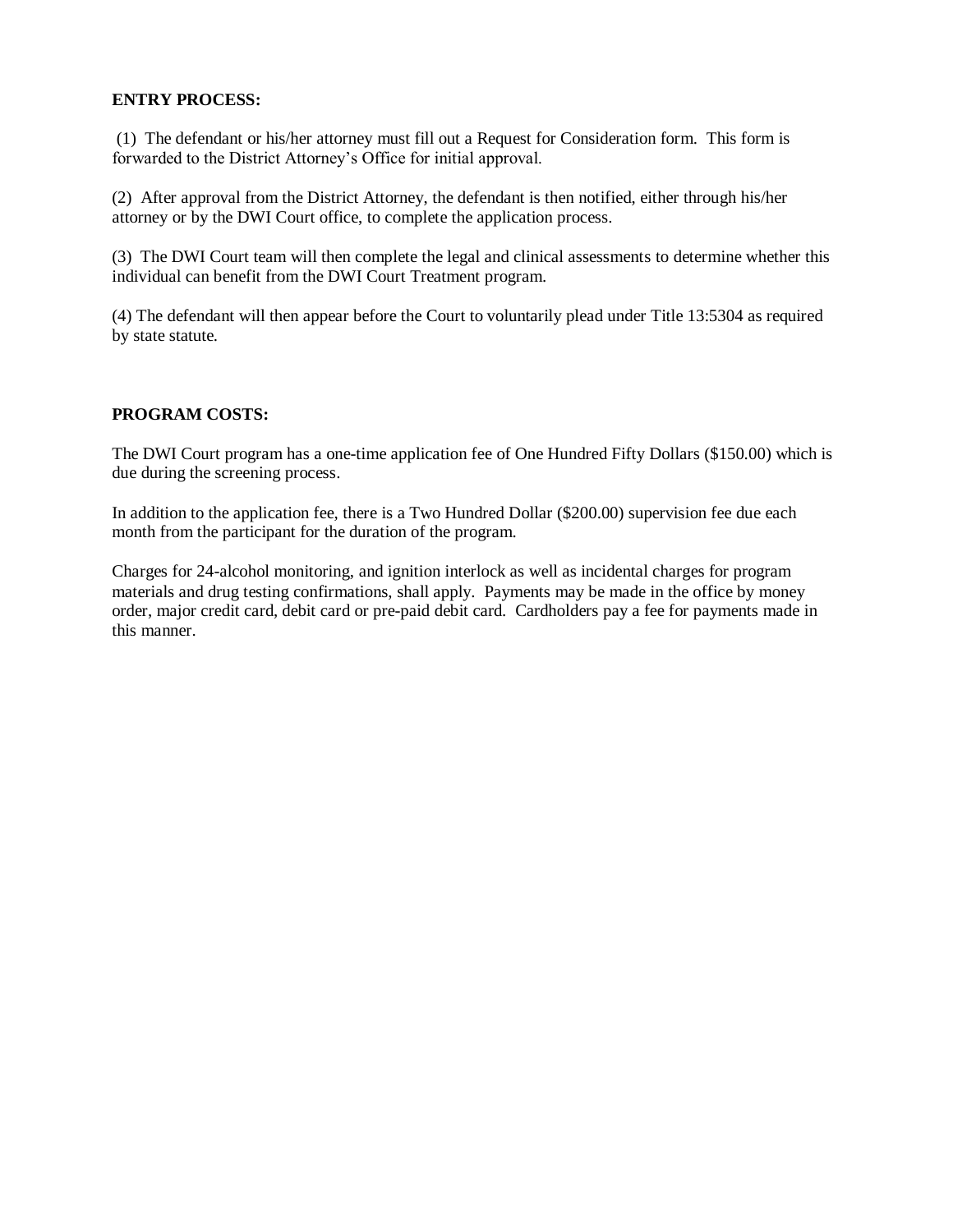**ENTRY PROCESS:**

(1) The defendant or his/her attorney must fill out a Request for Consideration form. This form is forwarded to the District Attorney's Office for initial approval.

(2) After approval from the District Attorney, the defendant is then notified, either through his/her attorney or by the DWI Court office, to complete the application process.

(3) The DWI Court team will then complete the legal and clinical assessments to determine whether this individual can benefit from the DWI Court Treatment program.

(4) The defendant will then appear before the Court to voluntarily plead under Title 13:5304 as required by state statute.

**PROGRAM COSTS:**

The DWI Court program has a one-time application fee of One Hundred Fifty Dollars ($150.00) which is due during the screening process.

In addition to the application fee, there is a Two Hundred Dollar ($200.00) supervision fee due each month from the participant for the duration of the program.

Charges for 24-alcohol monitoring, and ignition interlock as well as incidental charges for program materials and drug testing confirmations, shall apply. Payments may be made in the office by money order, major credit card, debit card or pre-paid debit card. Cardholders pay a fee for payments made in this manner.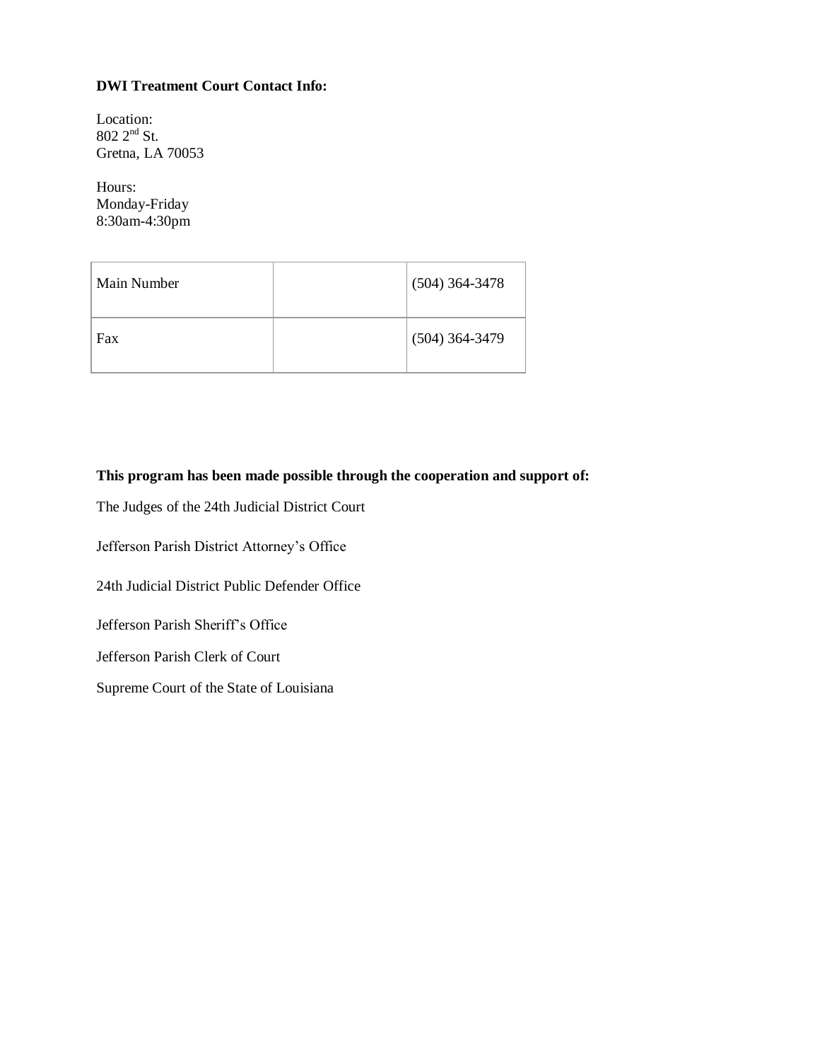**DWI Treatment Court Contact Info:**

Location:
802 2nd St.
Gretna, LA 70053

Hours:
Monday-Friday
8:30am-4:30pm

| | | |
|---|---|---|
| Main Number | | (504) 364-3478 |
| Fax | | (504) 364-3479 |

**This program has been made possible through the cooperation and support of:**

The Judges of the 24th Judicial District Court

Jefferson Parish District Attorney's Office

24th Judicial District Public Defender Office

Jefferson Parish Sheriff's Office

Jefferson Parish Clerk of Court

Supreme Court of the State of Louisiana